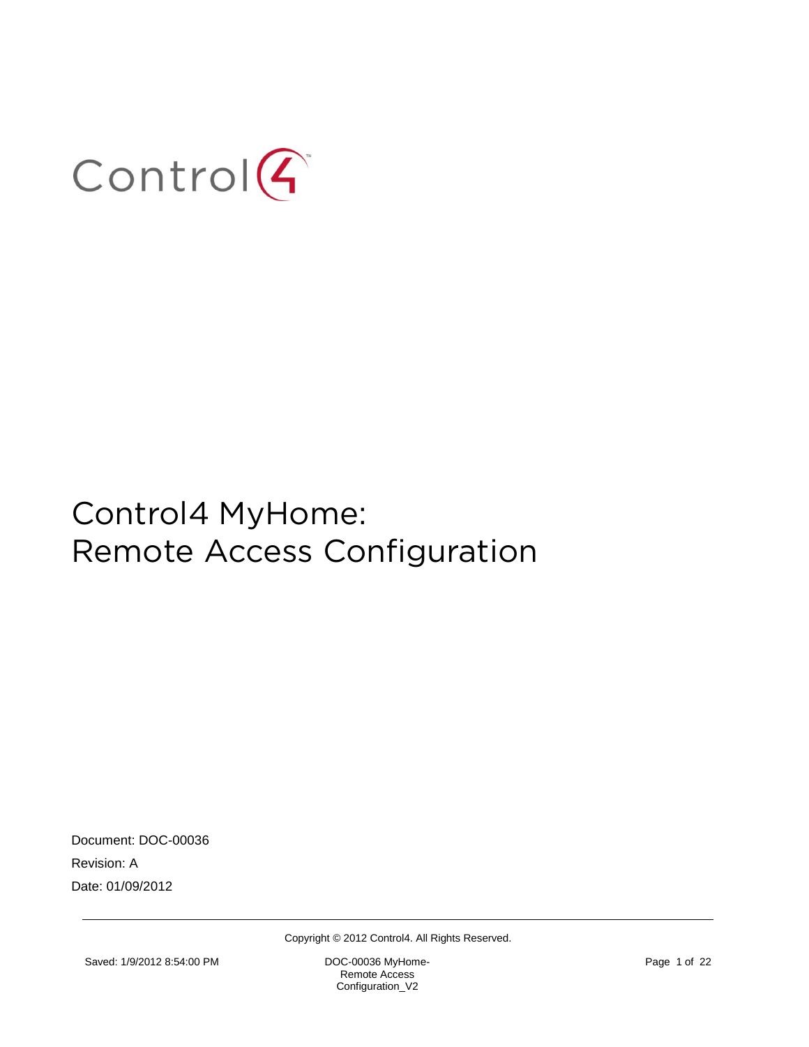Control4

# Control4 MyHome: Remote Access Configuration

Document: DOC-00036

Revision: A

Date: 01/09/2012

Copyright © 2012 Control4. All Rights Reserved.

Saved: 1/9/2012 8:54:00 PM

DOC-00036 MyHome-Remote Access Configuration_V2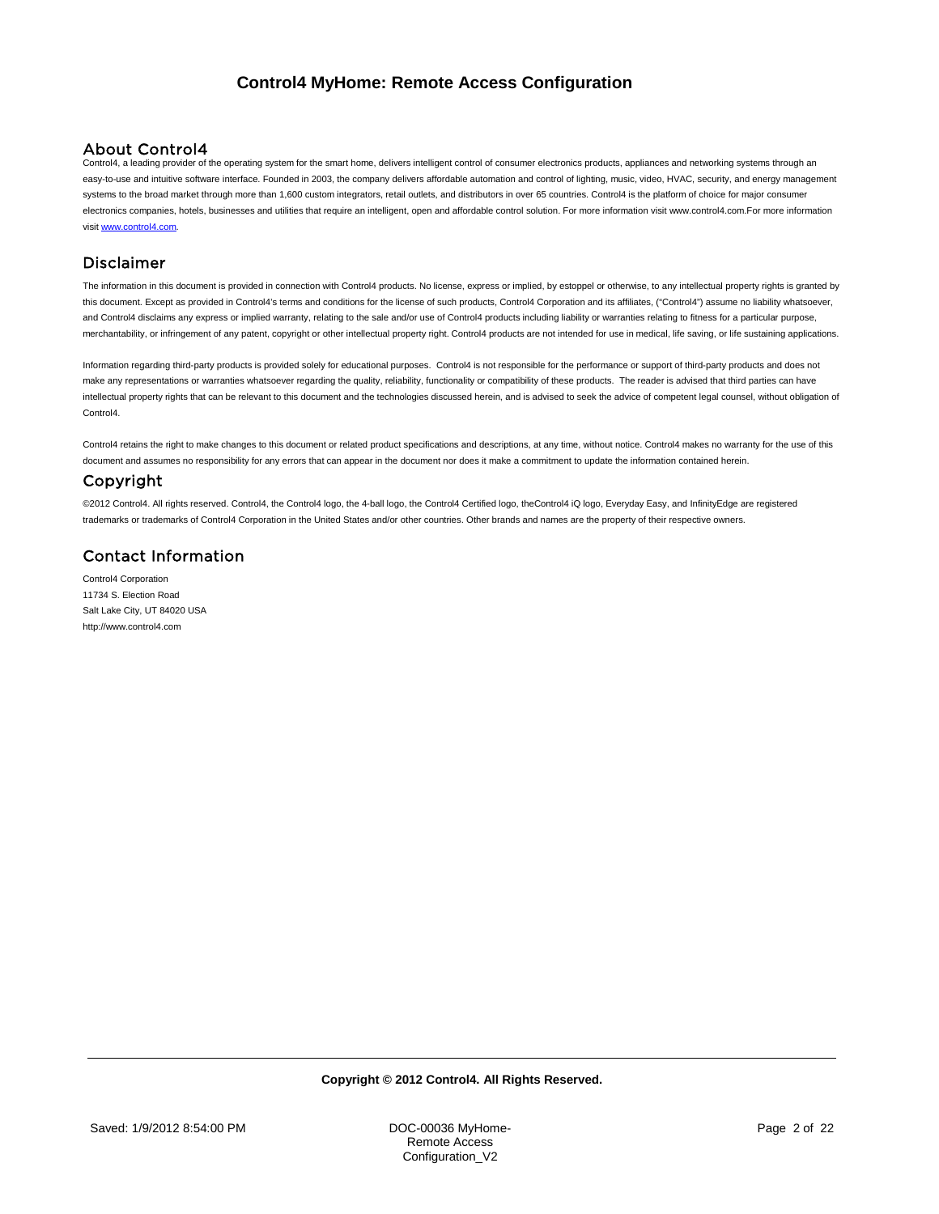# Control4 MyHome: Remote Access Configuration

## About Control4

Control4, a leading provider of the operating system for the smart home, delivers intelligent control of consumer electronics products, appliances and networking systems through an easy-to-use and intuitive software interface. Founded in 2003, the company delivers affordable automation and control of lighting, music, video, HVAC, security, and energy management systems to the broad market through more than 1,600 custom integrators, retail outlets, and distributors in over 65 countries. Control4 is the platform of choice for major consumer electronics companies, hotels, businesses and utilities that require an intelligent, open and affordable control solution. For more information visit www.control4.com.For more information visit www.control4.com.

## Disclaimer

The information in this document is provided in connection with Control4 products. No license, express or implied, by estoppel or otherwise, to any intellectual property rights is granted by this document. Except as provided in Control4's terms and conditions for the license of such products, Control4 Corporation and its affiliates, ("Control4") assume no liability whatsoever, and Control4 disclaims any express or implied warranty, relating to the sale and/or use of Control4 products including liability or warranties relating to fitness for a particular purpose, merchantability, or infringement of any patent, copyright or other intellectual property right. Control4 products are not intended for use in medical, life saving, or life sustaining applications.

Information regarding third-party products is provided solely for educational purposes. Control4 is not responsible for the performance or support of third-party products and does not make any representations or warranties whatsoever regarding the quality, reliability, functionality or compatibility of these products. The reader is advised that third parties can have intellectual property rights that can be relevant to this document and the technologies discussed herein, and is advised to seek the advice of competent legal counsel, without obligation of Control4.

Control4 retains the right to make changes to this document or related product specifications and descriptions, at any time, without notice. Control4 makes no warranty for the use of this document and assumes no responsibility for any errors that can appear in the document nor does it make a commitment to update the information contained herein.

## Copyright

©2012 Control4. All rights reserved. Control4, the Control4 logo, the 4-ball logo, the Control4 Certified logo, theControl4 iQ logo, Everyday Easy, and InfinityEdge are registered trademarks or trademarks of Control4 Corporation in the United States and/or other countries. Other brands and names are the property of their respective owners.

## Contact Information

Control4 Corporation
11734 S. Election Road
Salt Lake City, UT 84020 USA
http://www.control4.com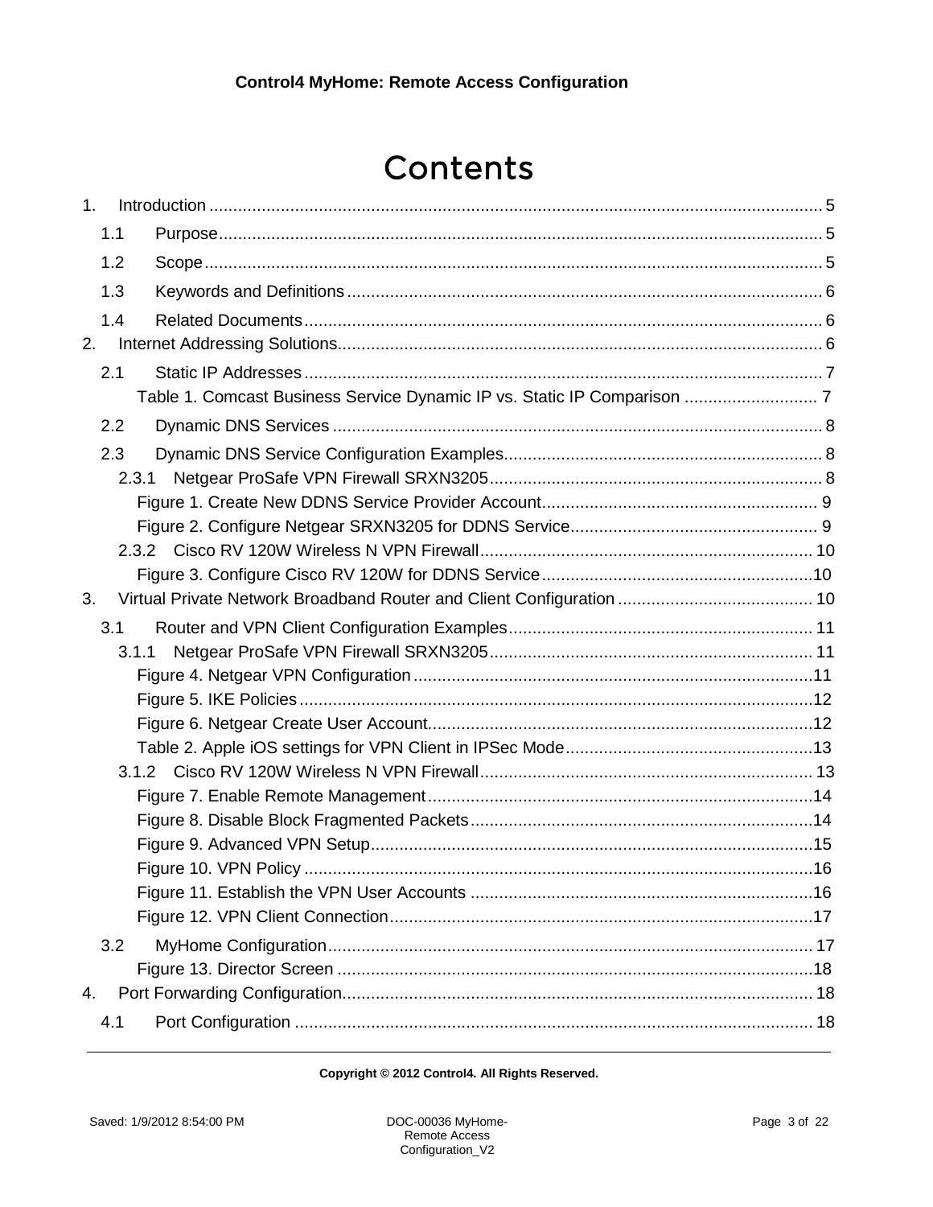# Contents

1. Introduction ........................................ 5
   - 1.1 Purpose ........................................ 5
   - 1.2 Scope ........................................ 5
   - 1.3 Keywords and Definitions ........................................ 6
   - 1.4 Related Documents ........................................ 6
2. Internet Addressing Solutions ........................................ 6
   - 2.1 Static IP Addresses ........................................ 7
     - Table 1. Comcast Business Service Dynamic IP vs. Static IP Comparison ........................................ 7
   - 2.2 Dynamic DNS Services ........................................ 8
   - 2.3 Dynamic DNS Service Configuration Examples ........................................ 8
     - 2.3.1 Netgear ProSafe VPN Firewall SRXN3205 ........................................ 8
       - Figure 1. Create New DDNS Service Provider Account ........................................ 9
       - Figure 2. Configure Netgear SRXN3205 for DDNS Service ........................................ 9
     - 2.3.2 Cisco RV 120W Wireless N VPN Firewall ........................................ 10
       - Figure 3. Configure Cisco RV 120W for DDNS Service ........................................ 10
3. Virtual Private Network Broadband Router and Client Configuration ........................................ 10
   - 3.1 Router and VPN Client Configuration Examples ........................................ 11
     - 3.1.1 Netgear ProSafe VPN Firewall SRXN3205 ........................................ 11
       - Figure 4. Netgear VPN Configuration ........................................ 11
       - Figure 5. IKE Policies ........................................ 12
       - Figure 6. Netgear Create User Account ........................................ 12
       - Table 2. Apple iOS settings for VPN Client in IPSec Mode ........................................ 13
     - 3.1.2 Cisco RV 120W Wireless N VPN Firewall ........................................ 13
       - Figure 7. Enable Remote Management ........................................ 14
       - Figure 8. Disable Block Fragmented Packets ........................................ 14
       - Figure 9. Advanced VPN Setup ........................................ 15
       - Figure 10. VPN Policy ........................................ 16
       - Figure 11. Establish the VPN User Accounts ........................................ 16
       - Figure 12. VPN Client Connection ........................................ 17
   - 3.2 MyHome Configuration ........................................ 17
     - Figure 13. Director Screen ........................................ 18
4. Port Forwarding Configuration ........................................ 18
   - 4.1 Port Configuration ........................................ 18

Copyright © 2012 Control4. All Rights Reserved.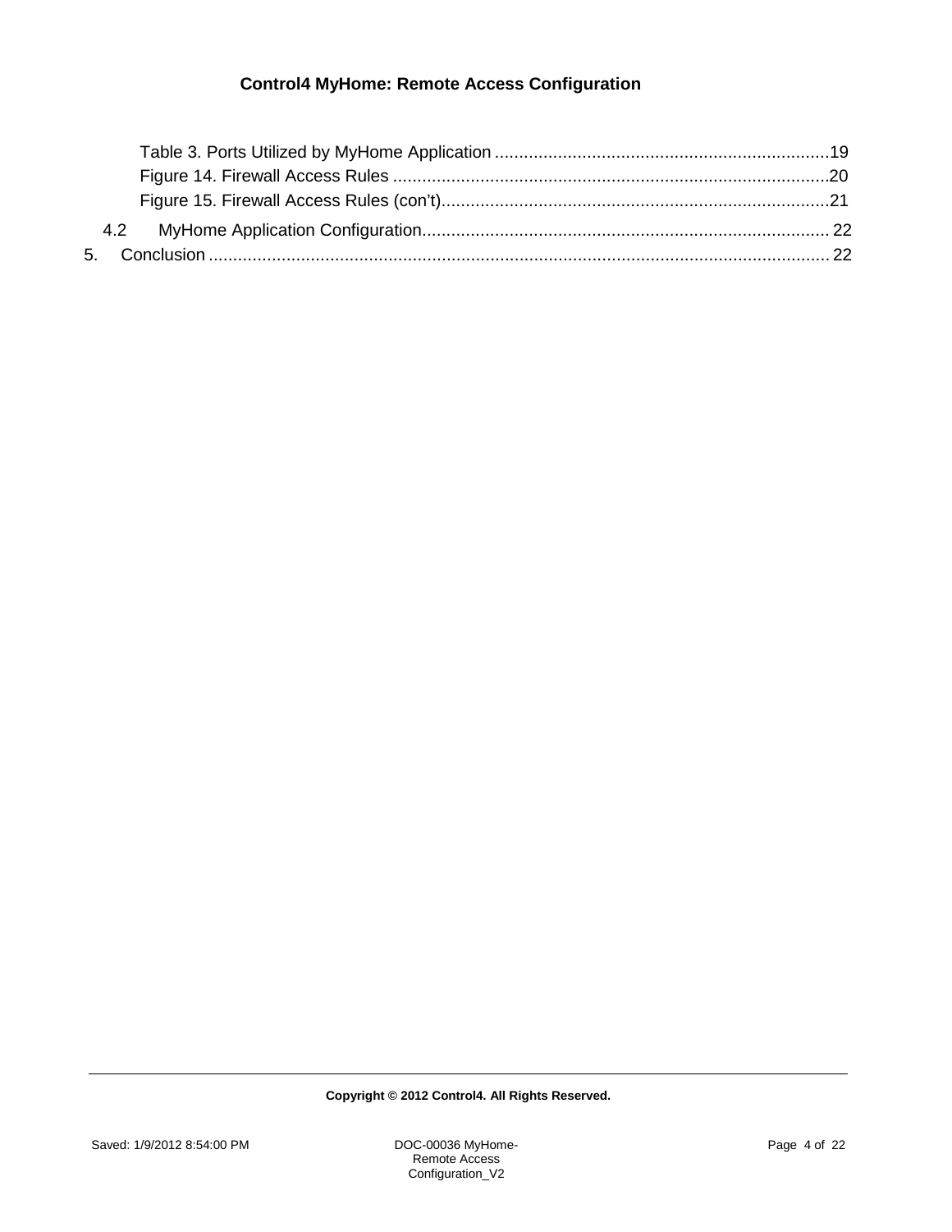Table 3. Ports Utilized by MyHome Application ....................................................................19

Figure 14. Firewall Access Rules ..........................................................................................20

Figure 15. Firewall Access Rules (con't)................................................................................21

4.2 MyHome Application Configuration.................................................................................... 22

5. Conclusion ................................................................................................................................ 22

**Copyright © 2012 Control4. All Rights Reserved.**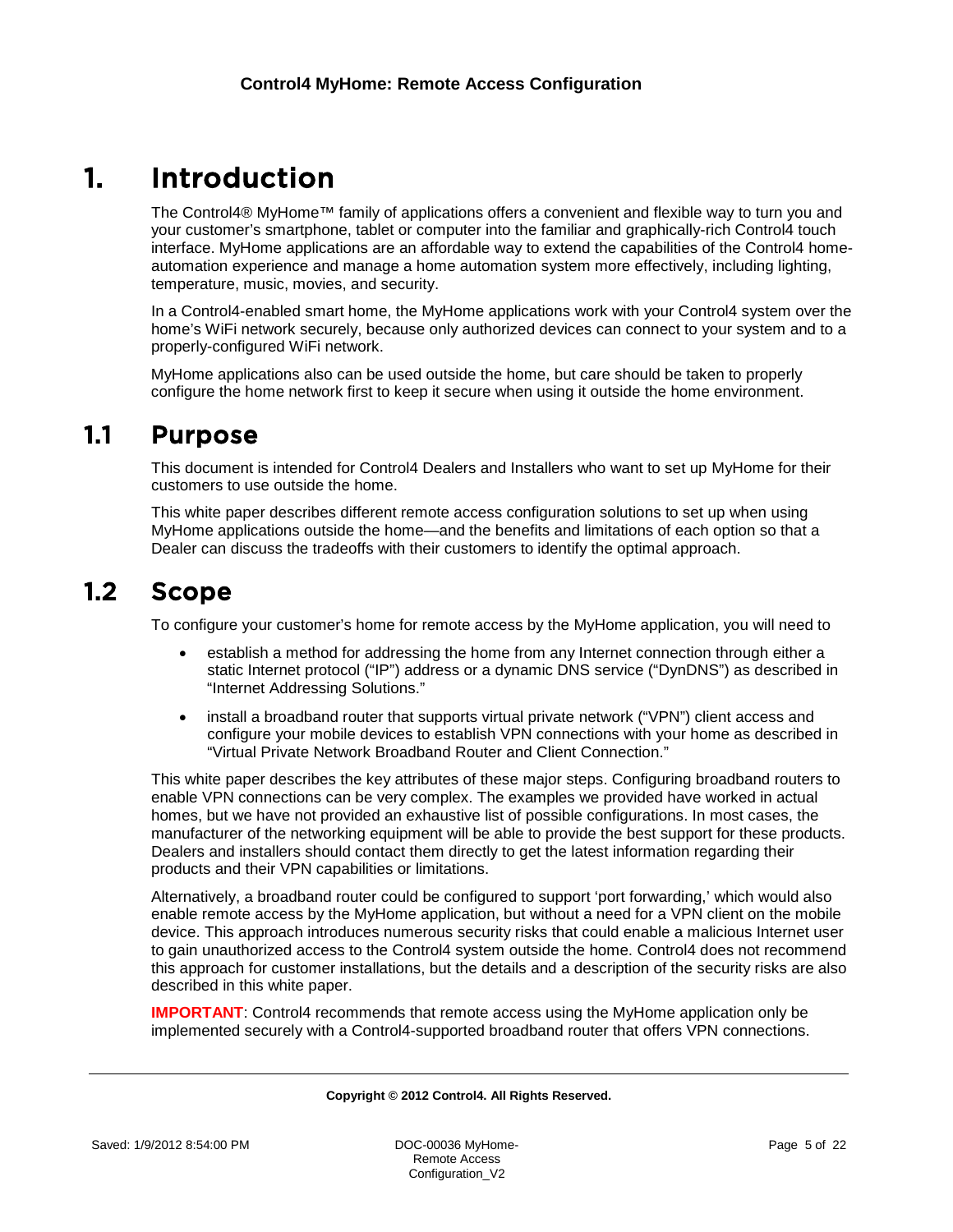# 1. Introduction

The Control4® MyHome™ family of applications offers a convenient and flexible way to turn you and your customer's smartphone, tablet or computer into the familiar and graphically-rich Control4 touch interface. MyHome applications are an affordable way to extend the capabilities of the Control4 home-automation experience and manage a home automation system more effectively, including lighting, temperature, music, movies, and security.

In a Control4-enabled smart home, the MyHome applications work with your Control4 system over the home's WiFi network securely, because only authorized devices can connect to your system and to a properly-configured WiFi network.

MyHome applications also can be used outside the home, but care should be taken to properly configure the home network first to keep it secure when using it outside the home environment.

## 1.1 Purpose

This document is intended for Control4 Dealers and Installers who want to set up MyHome for their customers to use outside the home.

This white paper describes different remote access configuration solutions to set up when using MyHome applications outside the home—and the benefits and limitations of each option so that a Dealer can discuss the tradeoffs with their customers to identify the optimal approach.

## 1.2 Scope

To configure your customer's home for remote access by the MyHome application, you will need to

- establish a method for addressing the home from any Internet connection through either a static Internet protocol ("IP") address or a dynamic DNS service ("DynDNS") as described in "Internet Addressing Solutions."
- install a broadband router that supports virtual private network ("VPN") client access and configure your mobile devices to establish VPN connections with your home as described in "Virtual Private Network Broadband Router and Client Connection."

This white paper describes the key attributes of these major steps. Configuring broadband routers to enable VPN connections can be very complex. The examples we provided have worked in actual homes, but we have not provided an exhaustive list of possible configurations. In most cases, the manufacturer of the networking equipment will be able to provide the best support for these products. Dealers and installers should contact them directly to get the latest information regarding their products and their VPN capabilities or limitations.

Alternatively, a broadband router could be configured to support 'port forwarding,' which would also enable remote access by the MyHome application, but without a need for a VPN client on the mobile device. This approach introduces numerous security risks that could enable a malicious Internet user to gain unauthorized access to the Control4 system outside the home. Control4 does not recommend this approach for customer installations, but the details and a description of the security risks are also described in this white paper.

**IMPORTANT**: Control4 recommends that remote access using the MyHome application only be implemented securely with a Control4-supported broadband router that offers VPN connections.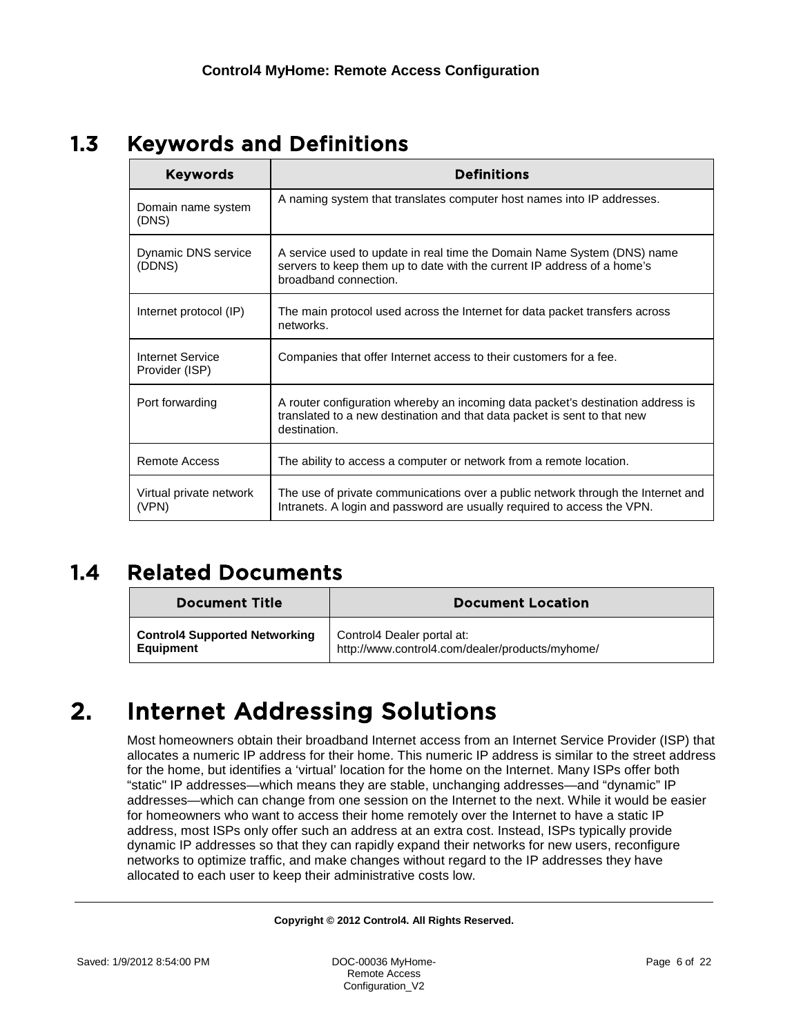## 1.3 Keywords and Definitions

| Keywords | Definitions |
|---|---|
| Domain name system (DNS) | A naming system that translates computer host names into IP addresses. |
| Dynamic DNS service (DDNS) | A service used to update in real time the Domain Name System (DNS) name servers to keep them up to date with the current IP address of a home's broadband connection. |
| Internet protocol (IP) | The main protocol used across the Internet for data packet transfers across networks. |
| Internet Service Provider (ISP) | Companies that offer Internet access to their customers for a fee. |
| Port forwarding | A router configuration whereby an incoming data packet's destination address is translated to a new destination and that data packet is sent to that new destination. |
| Remote Access | The ability to access a computer or network from a remote location. |
| Virtual private network (VPN) | The use of private communications over a public network through the Internet and Intranets. A login and password are usually required to access the VPN. |

## 1.4 Related Documents

| Document Title | Document Location |
|---|---|
| **Control4 Supported Networking Equipment** | Control4 Dealer portal at: http://www.control4.com/dealer/products/myhome/ |

# 2. Internet Addressing Solutions

Most homeowners obtain their broadband Internet access from an Internet Service Provider (ISP) that allocates a numeric IP address for their home. This numeric IP address is similar to the street address for the home, but identifies a 'virtual' location for the home on the Internet. Many ISPs offer both "static" IP addresses—which means they are stable, unchanging addresses—and "dynamic" IP addresses—which can change from one session on the Internet to the next. While it would be easier for homeowners who want to access their home remotely over the Internet to have a static IP address, most ISPs only offer such an address at an extra cost. Instead, ISPs typically provide dynamic IP addresses so that they can rapidly expand their networks for new users, reconfigure networks to optimize traffic, and make changes without regard to the IP addresses they have allocated to each user to keep their administrative costs low.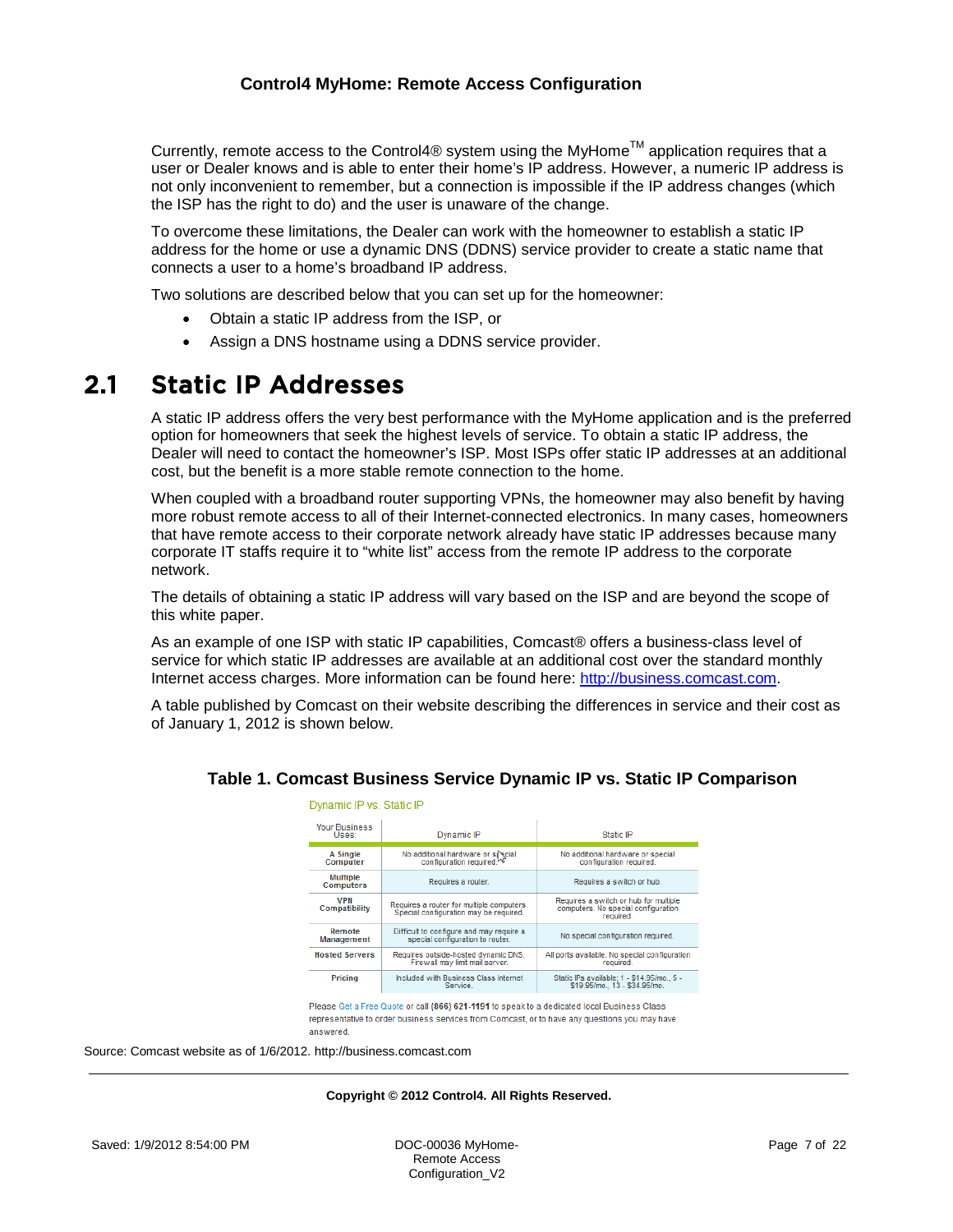Currently, remote access to the Control4® system using the MyHome™ application requires that a user or Dealer knows and is able to enter their home's IP address. However, a numeric IP address is not only inconvenient to remember, but a connection is impossible if the IP address changes (which the ISP has the right to do) and the user is unaware of the change.

To overcome these limitations, the Dealer can work with the homeowner to establish a static IP address for the home or use a dynamic DNS (DDNS) service provider to create a static name that connects a user to a home's broadband IP address.

Two solutions are described below that you can set up for the homeowner:

- Obtain a static IP address from the ISP, or
- Assign a DNS hostname using a DDNS service provider.

## 2.1 Static IP Addresses

A static IP address offers the very best performance with the MyHome application and is the preferred option for homeowners that seek the highest levels of service. To obtain a static IP address, the Dealer will need to contact the homeowner's ISP. Most ISPs offer static IP addresses at an additional cost, but the benefit is a more stable remote connection to the home.

When coupled with a broadband router supporting VPNs, the homeowner may also benefit by having more robust remote access to all of their Internet-connected electronics. In many cases, homeowners that have remote access to their corporate network already have static IP addresses because many corporate IT staffs require it to "white list" access from the remote IP address to the corporate network.

The details of obtaining a static IP address will vary based on the ISP and are beyond the scope of this white paper.

As an example of one ISP with static IP capabilities, Comcast® offers a business-class level of service for which static IP addresses are available at an additional cost over the standard monthly Internet access charges. More information can be found here: http://business.comcast.com.

A table published by Comcast on their website describing the differences in service and their cost as of January 1, 2012 is shown below.

**Table 1. Comcast Business Service Dynamic IP vs. Static IP Comparison**

Dynamic IP vs. Static IP

| Your Business Uses: | Dynamic IP | Static IP |
|---|---|---|
| **A Single Computer** | No additional hardware or special configuration required. | No additional hardware or special configuration required. |
| **Multiple Computers** | Requires a router. | Requires a switch or hub. |
| **VPN Compatibility** | Requires a router for multiple computers. Special configuration may be required. | Requires a switch or hub for multiple computers. No special configuration required. |
| **Remote Management** | Difficult to configure and may require a special configuration to router. | No special configuration required. |
| **Hosted Servers** | Requires outside-hosted dynamic DNS. Firewall may limit mail server. | All ports available. No special configuration required. |
| **Pricing** | Included with Business Class Internet Service. | Static IPs available: 1 - $14.95/mo., 5 - $19.95/mo., 13 - $34.95/mo. |

Please Get a Free Quote or call **(866) 621-1191** to speak to a dedicated local Business Class representative to order business services from Comcast, or to have any questions you may have answered.

Source: Comcast website as of 1/6/2012. http://business.comcast.com

**Copyright © 2012 Control4. All Rights Reserved.**

Saved: 1/9/2012 8:54:00 PM

DOC-00036 MyHome-Remote Access Configuration_V2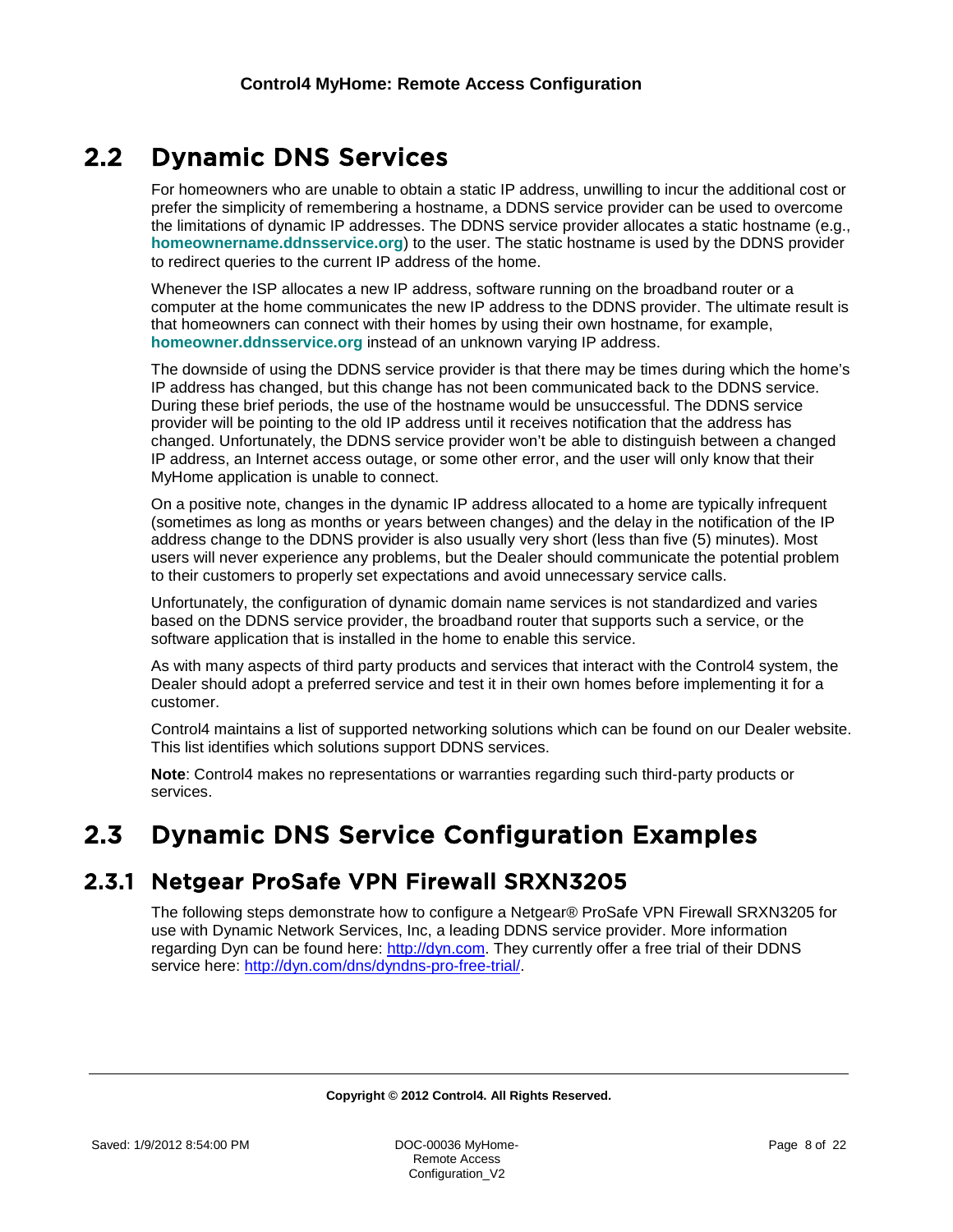## 2.2 Dynamic DNS Services

For homeowners who are unable to obtain a static IP address, unwilling to incur the additional cost or prefer the simplicity of remembering a hostname, a DDNS service provider can be used to overcome the limitations of dynamic IP addresses. The DDNS service provider allocates a static hostname (e.g., **homeownername.ddnsservice.org**) to the user. The static hostname is used by the DDNS provider to redirect queries to the current IP address of the home.

Whenever the ISP allocates a new IP address, software running on the broadband router or a computer at the home communicates the new IP address to the DDNS provider. The ultimate result is that homeowners can connect with their homes by using their own hostname, for example, **homeowner.ddnsservice.org** instead of an unknown varying IP address.

The downside of using the DDNS service provider is that there may be times during which the home's IP address has changed, but this change has not been communicated back to the DDNS service. During these brief periods, the use of the hostname would be unsuccessful. The DDNS service provider will be pointing to the old IP address until it receives notification that the address has changed. Unfortunately, the DDNS service provider won't be able to distinguish between a changed IP address, an Internet access outage, or some other error, and the user will only know that their MyHome application is unable to connect.

On a positive note, changes in the dynamic IP address allocated to a home are typically infrequent (sometimes as long as months or years between changes) and the delay in the notification of the IP address change to the DDNS provider is also usually very short (less than five (5) minutes). Most users will never experience any problems, but the Dealer should communicate the potential problem to their customers to properly set expectations and avoid unnecessary service calls.

Unfortunately, the configuration of dynamic domain name services is not standardized and varies based on the DDNS service provider, the broadband router that supports such a service, or the software application that is installed in the home to enable this service.

As with many aspects of third party products and services that interact with the Control4 system, the Dealer should adopt a preferred service and test it in their own homes before implementing it for a customer.

Control4 maintains a list of supported networking solutions which can be found on our Dealer website. This list identifies which solutions support DDNS services.

**Note**: Control4 makes no representations or warranties regarding such third-party products or services.

## 2.3 Dynamic DNS Service Configuration Examples

### 2.3.1 Netgear ProSafe VPN Firewall SRXN3205

The following steps demonstrate how to configure a Netgear® ProSafe VPN Firewall SRXN3205 for use with Dynamic Network Services, Inc, a leading DDNS service provider. More information regarding Dyn can be found here: http://dyn.com. They currently offer a free trial of their DDNS service here: http://dyn.com/dns/dyndns-pro-free-trial/.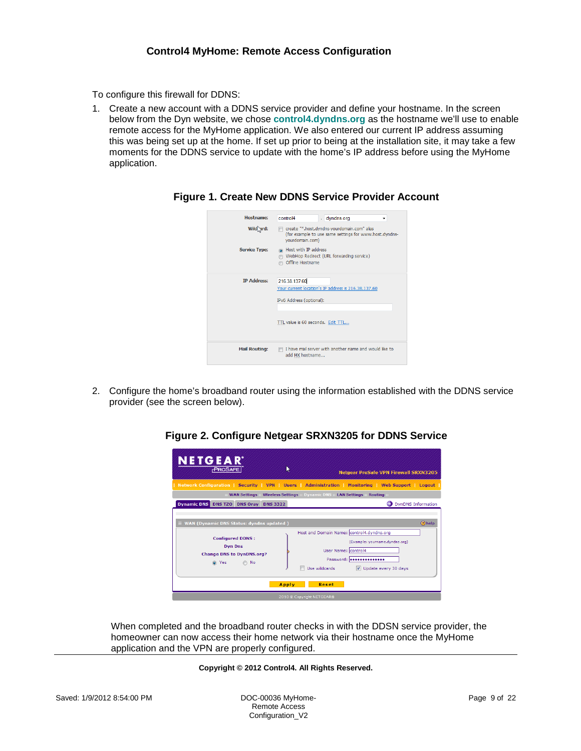## Control4 MyHome: Remote Access Configuration

To configure this firewall for DDNS:

1. Create a new account with a DDNS service provider and define your hostname. In the screen below from the Dyn website, we chose **control4.dyndns.org** as the hostname we'll use to enable remote access for the MyHome application. We also entered our current IP address assuming this was being set up at the home. If set up prior to being at the installation site, it may take a few moments for the DDNS service to update with the home's IP address before using the MyHome application.

**Figure 1. Create New DDNS Service Provider Account**

2. Configure the home's broadband router using the information established with the DDNS service provider (see the screen below).

**Figure 2. Configure Netgear SRXN3205 for DDNS Service**

When completed and the broadband router checks in with the DDSN service provider, the homeowner can now access their home network via their hostname once the MyHome application and the VPN are properly configured.

**Copyright © 2012 Control4. All Rights Reserved.**

Saved: 1/9/2012 8:54:00 PM | DOC-00036 MyHome-Remote Access Configuration_V2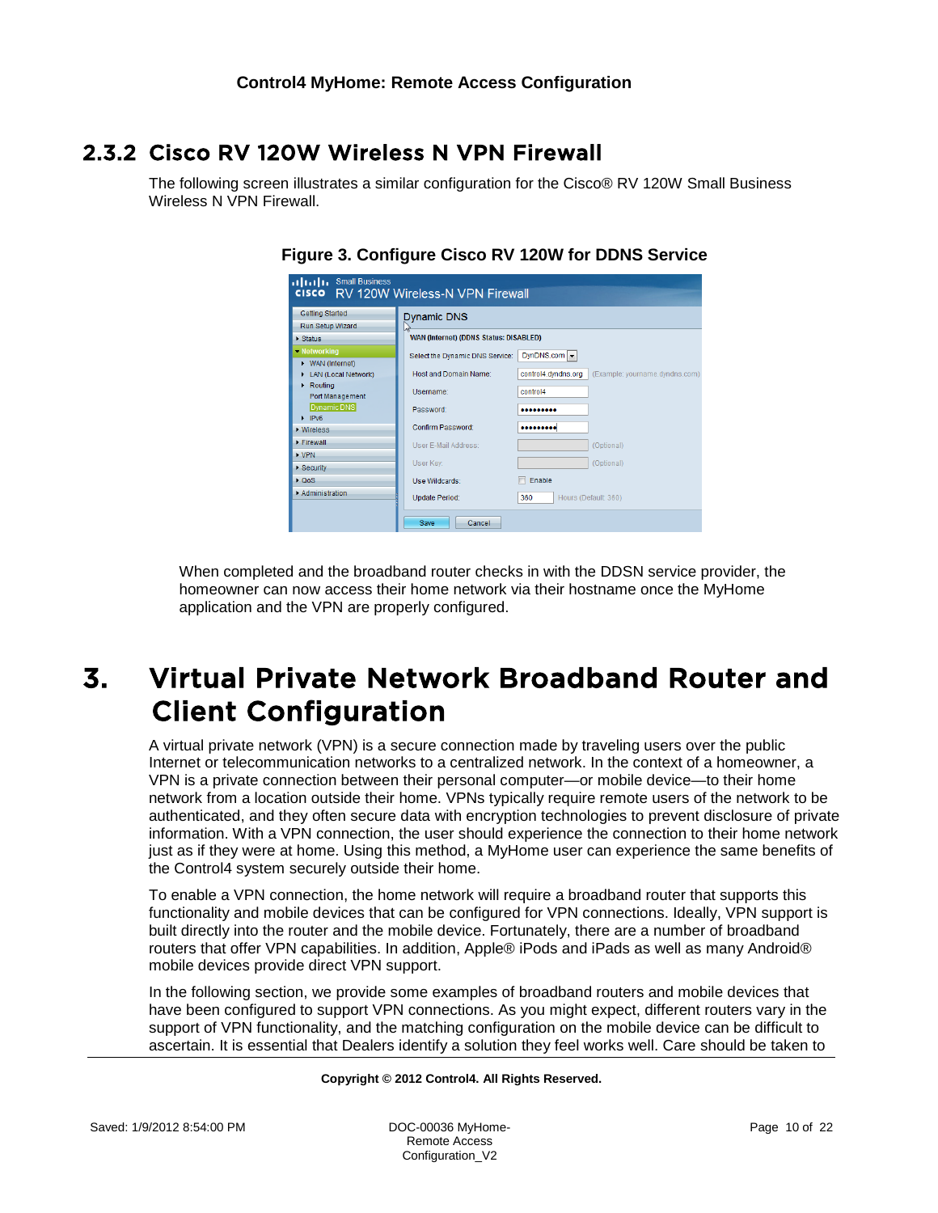## 2.3.2 Cisco RV 120W Wireless N VPN Firewall

The following screen illustrates a similar configuration for the Cisco® RV 120W Small Business Wireless N VPN Firewall.

**Figure 3. Configure Cisco RV 120W for DDNS Service**

When completed and the broadband router checks in with the DDSN service provider, the homeowner can now access their home network via their hostname once the MyHome application and the VPN are properly configured.

# 3. Virtual Private Network Broadband Router and Client Configuration

A virtual private network (VPN) is a secure connection made by traveling users over the public Internet or telecommunication networks to a centralized network. In the context of a homeowner, a VPN is a private connection between their personal computer—or mobile device—to their home network from a location outside their home. VPNs typically require remote users of the network to be authenticated, and they often secure data with encryption technologies to prevent disclosure of private information. With a VPN connection, the user should experience the connection to their home network just as if they were at home. Using this method, a MyHome user can experience the same benefits of the Control4 system securely outside their home.

To enable a VPN connection, the home network will require a broadband router that supports this functionality and mobile devices that can be configured for VPN connections. Ideally, VPN support is built directly into the router and the mobile device. Fortunately, there are a number of broadband routers that offer VPN capabilities. In addition, Apple® iPods and iPads as well as many Android® mobile devices provide direct VPN support.

In the following section, we provide some examples of broadband routers and mobile devices that have been configured to support VPN connections. As you might expect, different routers vary in the support of VPN functionality, and the matching configuration on the mobile device can be difficult to ascertain. It is essential that Dealers identify a solution they feel works well. Care should be taken to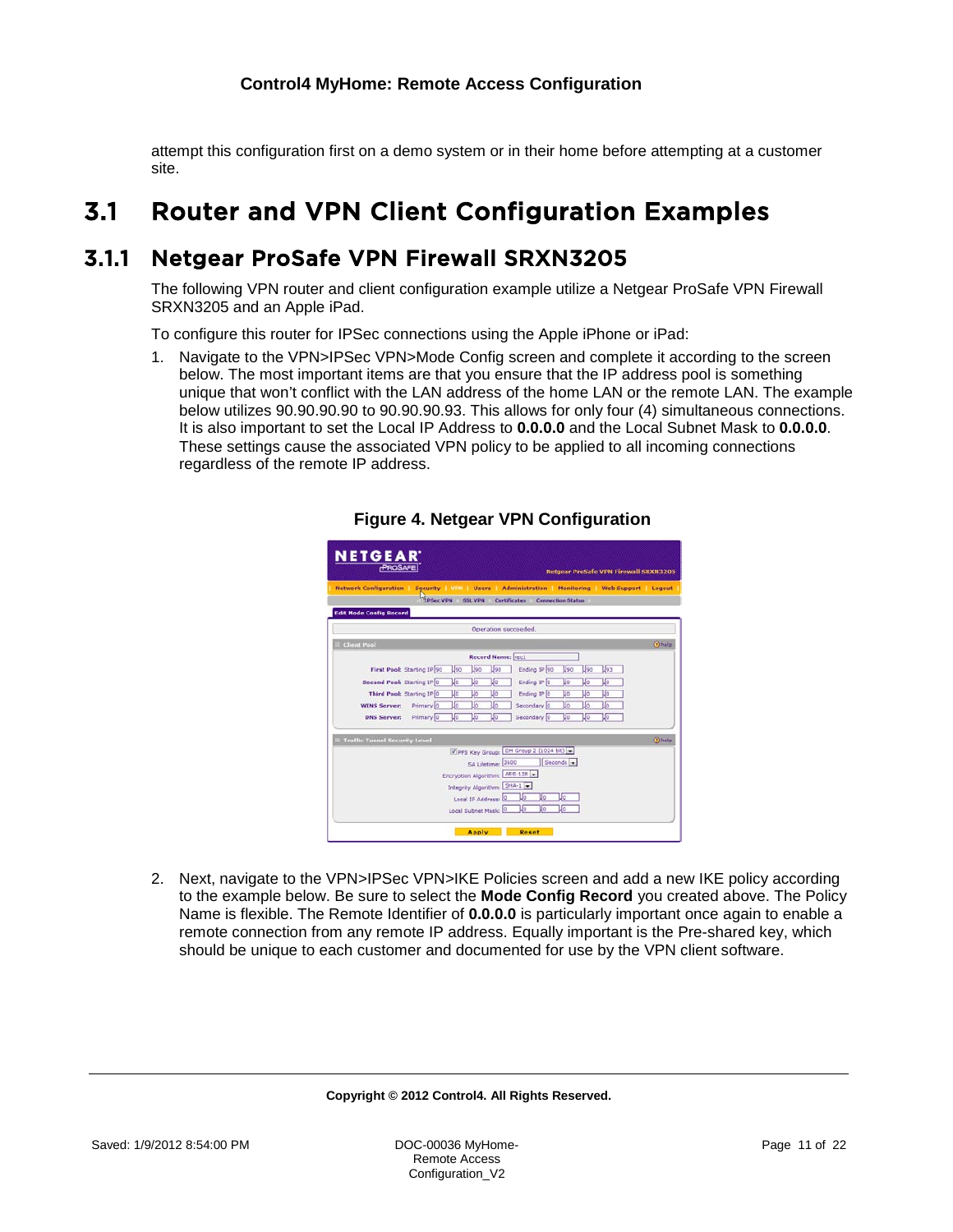attempt this configuration first on a demo system or in their home before attempting at a customer site.

## 3.1 Router and VPN Client Configuration Examples

### 3.1.1 Netgear ProSafe VPN Firewall SRXN3205

The following VPN router and client configuration example utilize a Netgear ProSafe VPN Firewall SRXN3205 and an Apple iPad.

To configure this router for IPSec connections using the Apple iPhone or iPad:

1. Navigate to the VPN>IPSec VPN>Mode Config screen and complete it according to the screen below. The most important items are that you ensure that the IP address pool is something unique that won't conflict with the LAN address of the home LAN or the remote LAN. The example below utilizes 90.90.90.90 to 90.90.90.93. This allows for only four (4) simultaneous connections. It is also important to set the Local IP Address to **0.0.0.0** and the Local Subnet Mask to **0.0.0.0**. These settings cause the associated VPN policy to be applied to all incoming connections regardless of the remote IP address.

**Figure 4. Netgear VPN Configuration**

2. Next, navigate to the VPN>IPSec VPN>IKE Policies screen and add a new IKE policy according to the example below. Be sure to select the **Mode Config Record** you created above. The Policy Name is flexible. The Remote Identifier of **0.0.0.0** is particularly important once again to enable a remote connection from any remote IP address. Equally important is the Pre-shared key, which should be unique to each customer and documented for use by the VPN client software.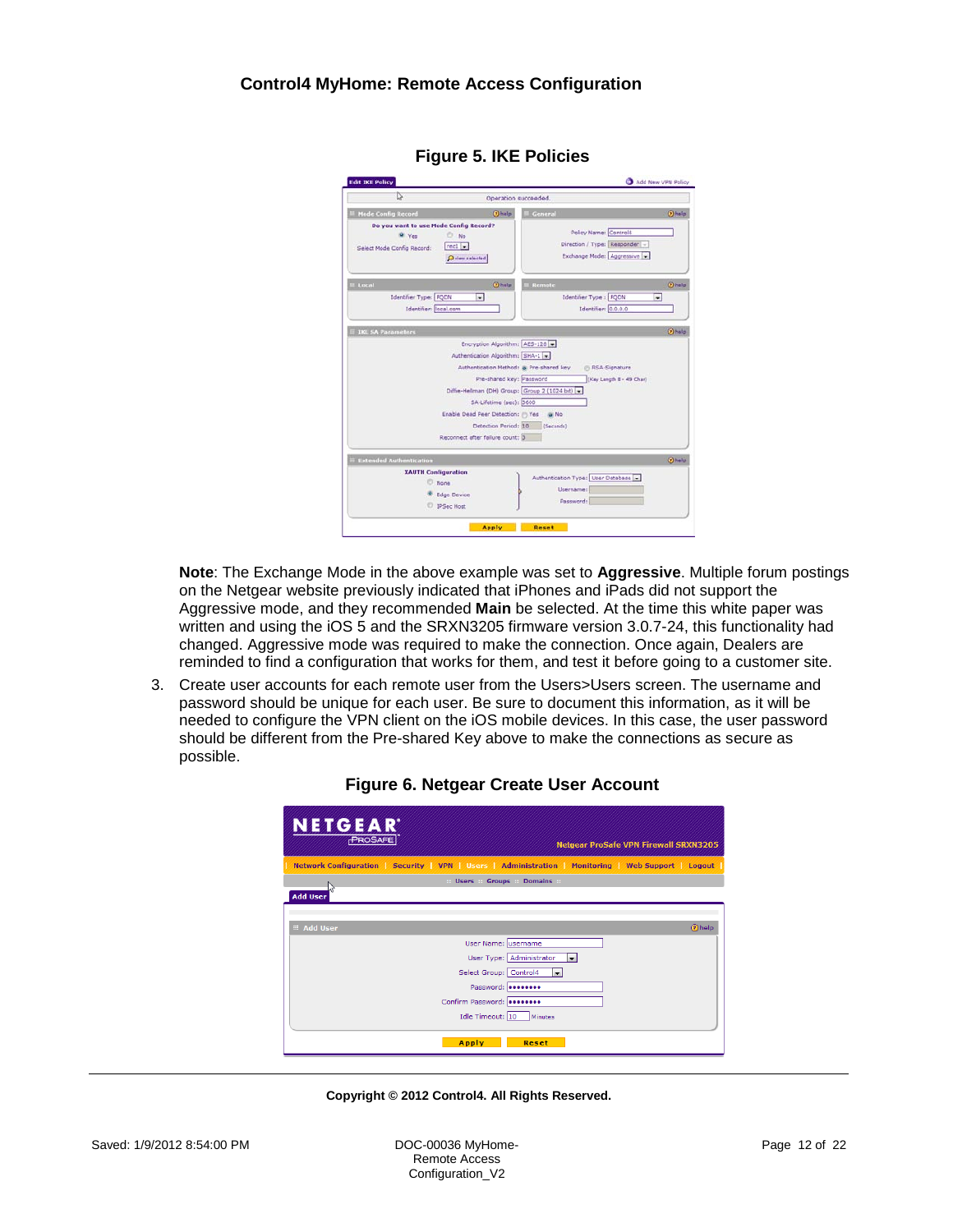Figure 5. IKE Policies

**Note**: The Exchange Mode in the above example was set to **Aggressive**. Multiple forum postings on the Netgear website previously indicated that iPhones and iPads did not support the Aggressive mode, and they recommended **Main** be selected. At the time this white paper was written and using the iOS 5 and the SRXN3205 firmware version 3.0.7-24, this functionality had changed. Aggressive mode was required to make the connection. Once again, Dealers are reminded to find a configuration that works for them, and test it before going to a customer site.

3. Create user accounts for each remote user from the Users>Users screen. The username and password should be unique for each user. Be sure to document this information, as it will be needed to configure the VPN client on the iOS mobile devices. In this case, the user password should be different from the Pre-shared Key above to make the connections as secure as possible.

Figure 6. Netgear Create User Account

**Copyright © 2012 Control4. All Rights Reserved.**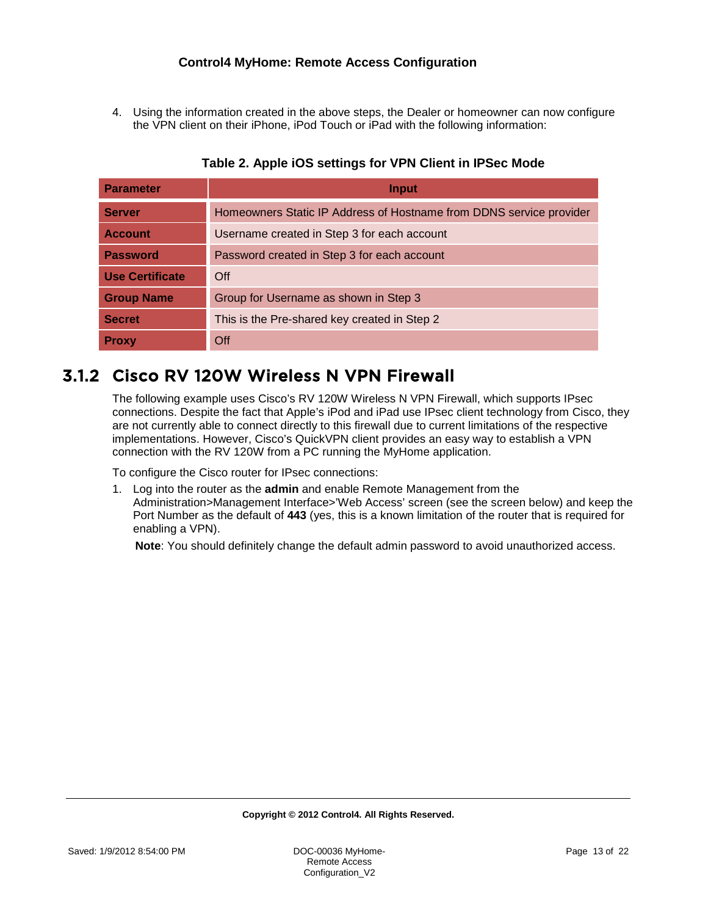4. Using the information created in the above steps, the Dealer or homeowner can now configure the VPN client on their iPhone, iPod Touch or iPad with the following information:

**Table 2. Apple iOS settings for VPN Client in IPSec Mode**

| Parameter | Input |
|---|---|
| **Server** | Homeowners Static IP Address of Hostname from DDNS service provider |
| **Account** | Username created in Step 3 for each account |
| **Password** | Password created in Step 3 for each account |
| **Use Certificate** | Off |
| **Group Name** | Group for Username as shown in Step 3 |
| **Secret** | This is the Pre-shared key created in Step 2 |
| **Proxy** | Off |

### 3.1.2 Cisco RV 120W Wireless N VPN Firewall

The following example uses Cisco's RV 120W Wireless N VPN Firewall, which supports IPsec connections. Despite the fact that Apple's iPod and iPad use IPsec client technology from Cisco, they are not currently able to connect directly to this firewall due to current limitations of the respective implementations. However, Cisco's QuickVPN client provides an easy way to establish a VPN connection with the RV 120W from a PC running the MyHome application.

To configure the Cisco router for IPsec connections:

1. Log into the router as the **admin** and enable Remote Management from the Administration>Management Interface>'Web Access' screen (see the screen below) and keep the Port Number as the default of **443** (yes, this is a known limitation of the router that is required for enabling a VPN).

   **Note**: You should definitely change the default admin password to avoid unauthorized access.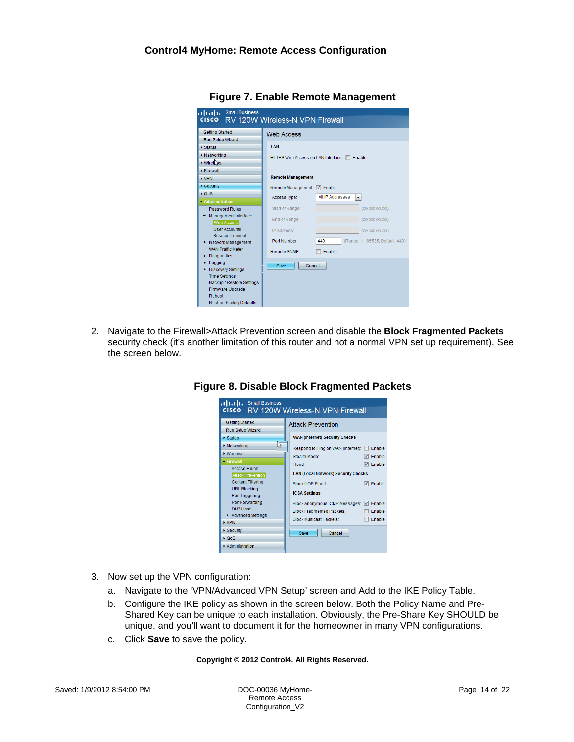**Figure 7. Enable Remote Management**

2. Navigate to the Firewall>Attack Prevention screen and disable the **Block Fragmented Packets** security check (it's another limitation of this router and not a normal VPN set up requirement). See the screen below.

**Figure 8. Disable Block Fragmented Packets**

3. Now set up the VPN configuration:
   a. Navigate to the 'VPN/Advanced VPN Setup' screen and Add to the IKE Policy Table.
   b. Configure the IKE policy as shown in the screen below. Both the Policy Name and Pre-Shared Key can be unique to each installation. Obviously, the Pre-Share Key SHOULD be unique, and you'll want to document it for the homeowner in many VPN configurations.
   c. Click **Save** to save the policy.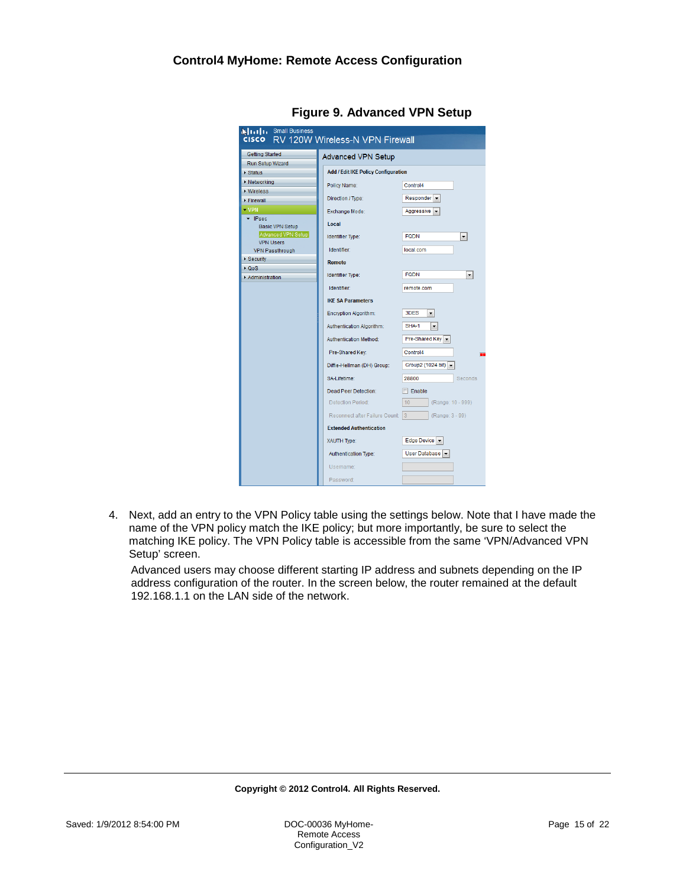**Figure 9. Advanced VPN Setup**

4. Next, add an entry to the VPN Policy table using the settings below. Note that I have made the name of the VPN policy match the IKE policy; but more importantly, be sure to select the matching IKE policy. The VPN Policy table is accessible from the same ‘VPN/Advanced VPN Setup’ screen.

   Advanced users may choose different starting IP address and subnets depending on the IP address configuration of the router. In the screen below, the router remained at the default 192.168.1.1 on the LAN side of the network.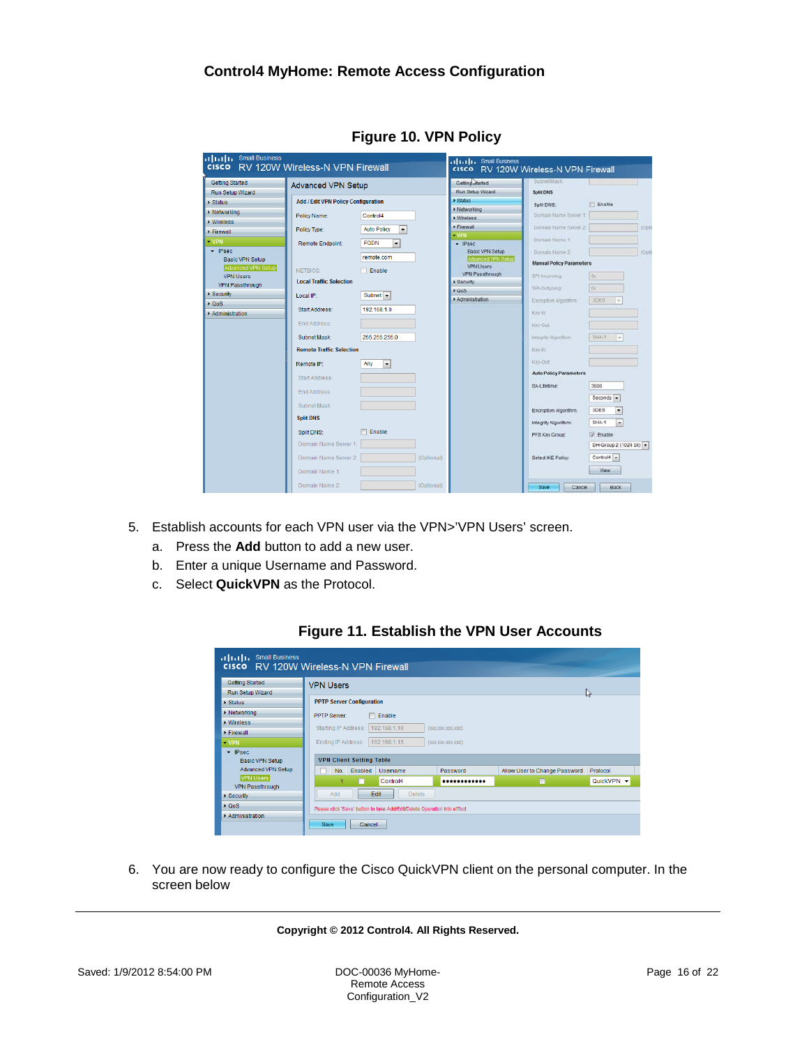**Figure 10. VPN Policy**

5. Establish accounts for each VPN user via the VPN>'VPN Users' screen.
   a. Press the **Add** button to add a new user.
   b. Enter a unique Username and Password.
   c. Select **QuickVPN** as the Protocol.

**Figure 11. Establish the VPN User Accounts**

6. You are now ready to configure the Cisco QuickVPN client on the personal computer. In the screen below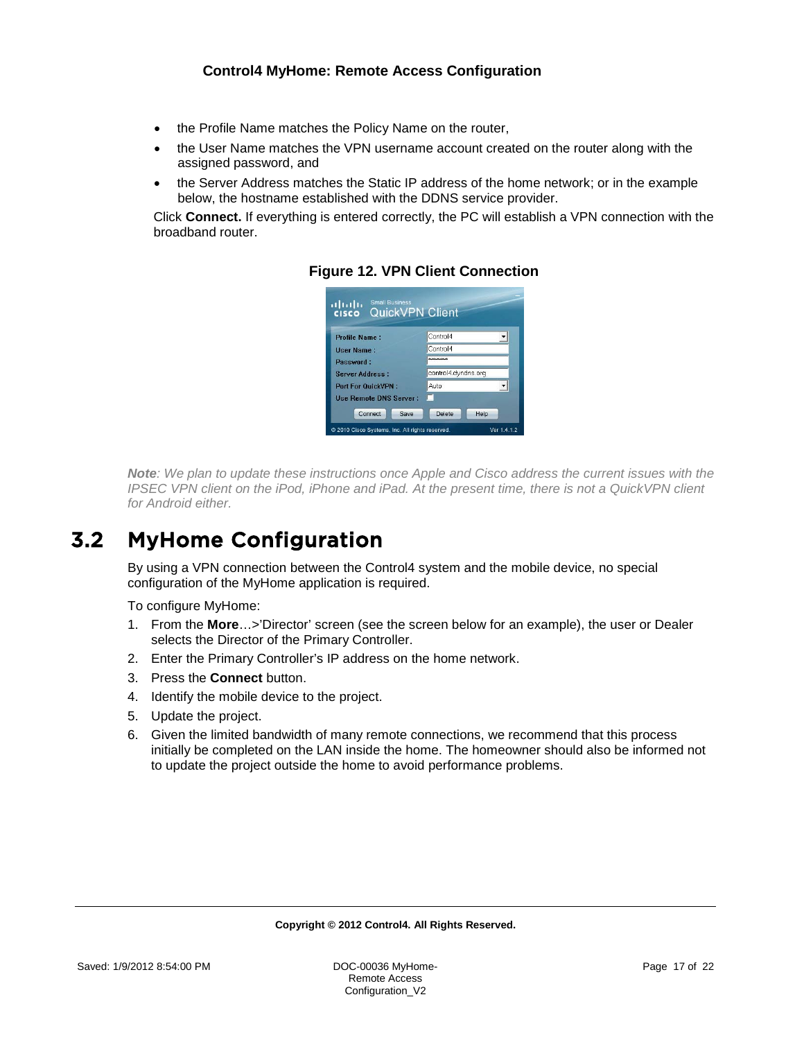- the Profile Name matches the Policy Name on the router,
- the User Name matches the VPN username account created on the router along with the assigned password, and
- the Server Address matches the Static IP address of the home network; or in the example below, the hostname established with the DDNS service provider.

Click **Connect.** If everything is entered correctly, the PC will establish a VPN connection with the broadband router.

**Figure 12. VPN Client Connection**

***Note****: We plan to update these instructions once Apple and Cisco address the current issues with the IPSEC VPN client on the iPod, iPhone and iPad. At the present time, there is not a QuickVPN client for Android either.*

## 3.2 MyHome Configuration

By using a VPN connection between the Control4 system and the mobile device, no special configuration of the MyHome application is required.

To configure MyHome:

1. From the **More**…>'Director' screen (see the screen below for an example), the user or Dealer selects the Director of the Primary Controller.
2. Enter the Primary Controller's IP address on the home network.
3. Press the **Connect** button.
4. Identify the mobile device to the project.
5. Update the project.
6. Given the limited bandwidth of many remote connections, we recommend that this process initially be completed on the LAN inside the home. The homeowner should also be informed not to update the project outside the home to avoid performance problems.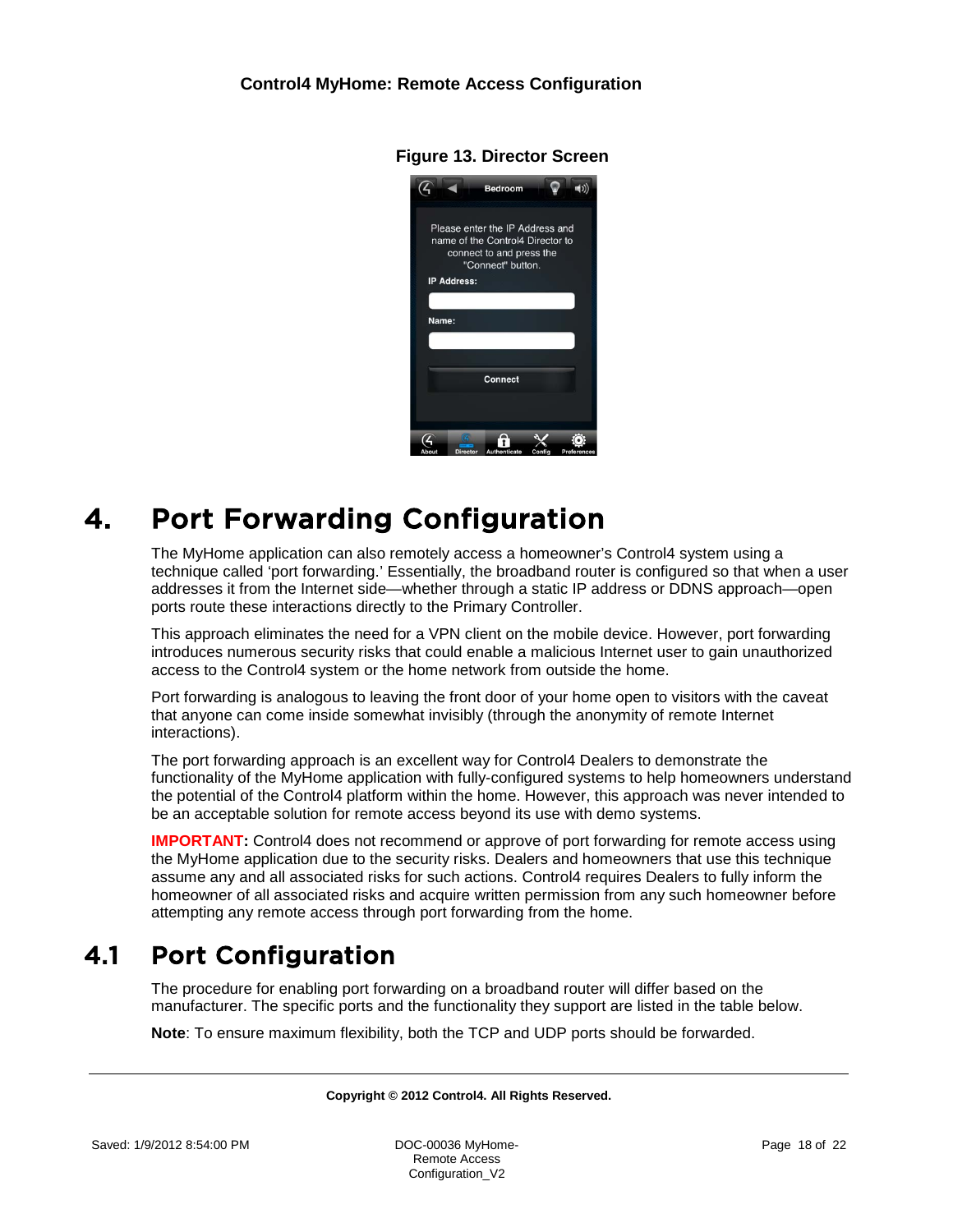**Figure 13. Director Screen**

# 4. Port Forwarding Configuration

The MyHome application can also remotely access a homeowner's Control4 system using a technique called 'port forwarding.' Essentially, the broadband router is configured so that when a user addresses it from the Internet side—whether through a static IP address or DDNS approach—open ports route these interactions directly to the Primary Controller.

This approach eliminates the need for a VPN client on the mobile device. However, port forwarding introduces numerous security risks that could enable a malicious Internet user to gain unauthorized access to the Control4 system or the home network from outside the home.

Port forwarding is analogous to leaving the front door of your home open to visitors with the caveat that anyone can come inside somewhat invisibly (through the anonymity of remote Internet interactions).

The port forwarding approach is an excellent way for Control4 Dealers to demonstrate the functionality of the MyHome application with fully-configured systems to help homeowners understand the potential of the Control4 platform within the home. However, this approach was never intended to be an acceptable solution for remote access beyond its use with demo systems.

**IMPORTANT:** Control4 does not recommend or approve of port forwarding for remote access using the MyHome application due to the security risks. Dealers and homeowners that use this technique assume any and all associated risks for such actions. Control4 requires Dealers to fully inform the homeowner of all associated risks and acquire written permission from any such homeowner before attempting any remote access through port forwarding from the home.

## 4.1 Port Configuration

The procedure for enabling port forwarding on a broadband router will differ based on the manufacturer. The specific ports and the functionality they support are listed in the table below.

**Note**: To ensure maximum flexibility, both the TCP and UDP ports should be forwarded.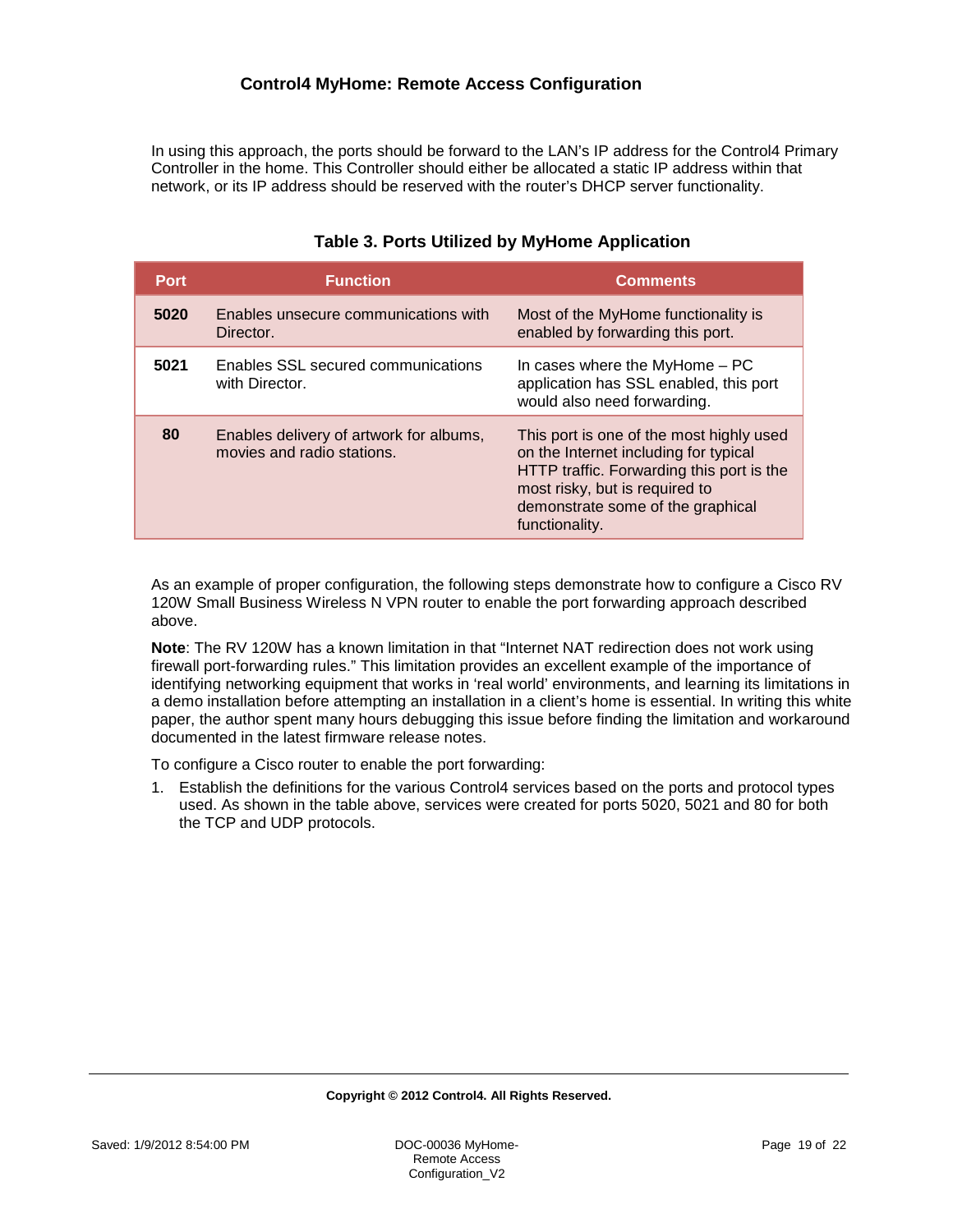In using this approach, the ports should be forward to the LAN's IP address for the Control4 Primary Controller in the home. This Controller should either be allocated a static IP address within that network, or its IP address should be reserved with the router's DHCP server functionality.

**Table 3. Ports Utilized by MyHome Application**

| Port | Function | Comments |
|---|---|---|
| **5020** | Enables unsecure communications with Director. | Most of the MyHome functionality is enabled by forwarding this port. |
| **5021** | Enables SSL secured communications with Director. | In cases where the MyHome – PC application has SSL enabled, this port would also need forwarding. |
| **80** | Enables delivery of artwork for albums, movies and radio stations. | This port is one of the most highly used on the Internet including for typical HTTP traffic. Forwarding this port is the most risky, but is required to demonstrate some of the graphical functionality. |

As an example of proper configuration, the following steps demonstrate how to configure a Cisco RV 120W Small Business Wireless N VPN router to enable the port forwarding approach described above.

**Note**: The RV 120W has a known limitation in that "Internet NAT redirection does not work using firewall port-forwarding rules." This limitation provides an excellent example of the importance of identifying networking equipment that works in 'real world' environments, and learning its limitations in a demo installation before attempting an installation in a client's home is essential. In writing this white paper, the author spent many hours debugging this issue before finding the limitation and workaround documented in the latest firmware release notes.

To configure a Cisco router to enable the port forwarding:

1. Establish the definitions for the various Control4 services based on the ports and protocol types used. As shown in the table above, services were created for ports 5020, 5021 and 80 for both the TCP and UDP protocols.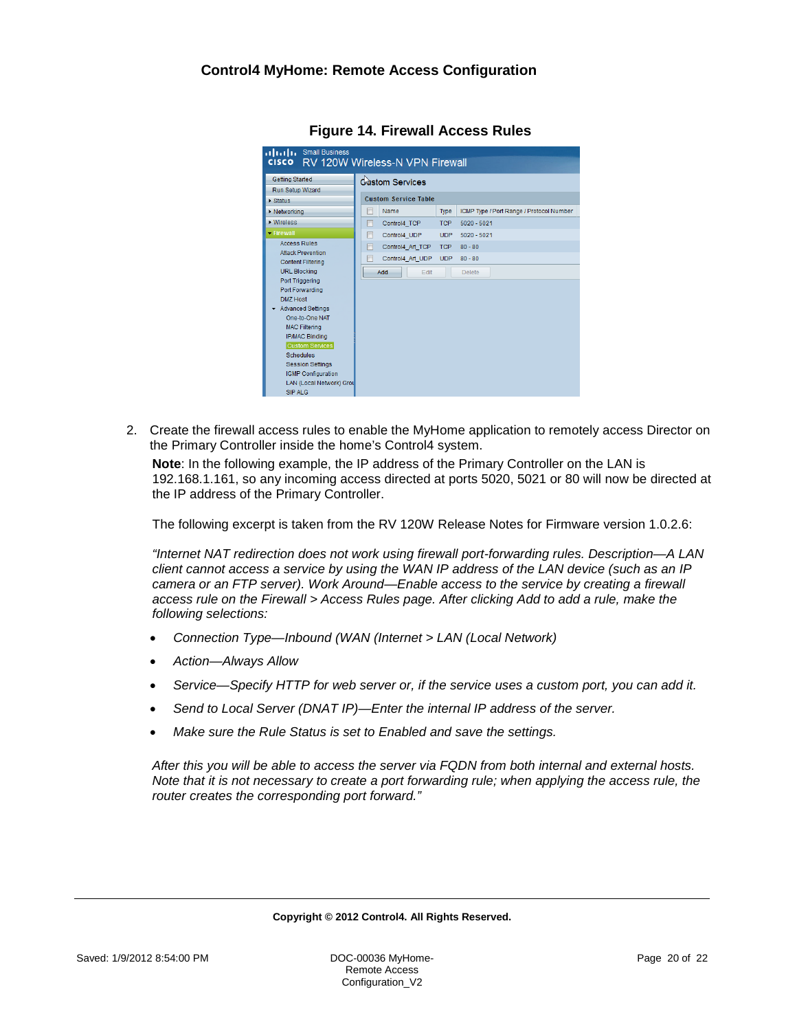**Figure 14. Firewall Access Rules**

2. Create the firewall access rules to enable the MyHome application to remotely access Director on the Primary Controller inside the home's Control4 system.

   **Note**: In the following example, the IP address of the Primary Controller on the LAN is 192.168.1.161, so any incoming access directed at ports 5020, 5021 or 80 will now be directed at the IP address of the Primary Controller.

   The following excerpt is taken from the RV 120W Release Notes for Firmware version 1.0.2.6:

   *"Internet NAT redirection does not work using firewall port-forwarding rules. Description—A LAN client cannot access a service by using the WAN IP address of the LAN device (such as an IP camera or an FTP server). Work Around—Enable access to the service by creating a firewall access rule on the Firewall > Access Rules page. After clicking Add to add a rule, make the following selections:*

   - *Connection Type—Inbound (WAN (Internet > LAN (Local Network)*
   - *Action—Always Allow*
   - *Service—Specify HTTP for web server or, if the service uses a custom port, you can add it.*
   - *Send to Local Server (DNAT IP)—Enter the internal IP address of the server.*
   - *Make sure the Rule Status is set to Enabled and save the settings.*

   *After this you will be able to access the server via FQDN from both internal and external hosts. Note that it is not necessary to create a port forwarding rule; when applying the access rule, the router creates the corresponding port forward."*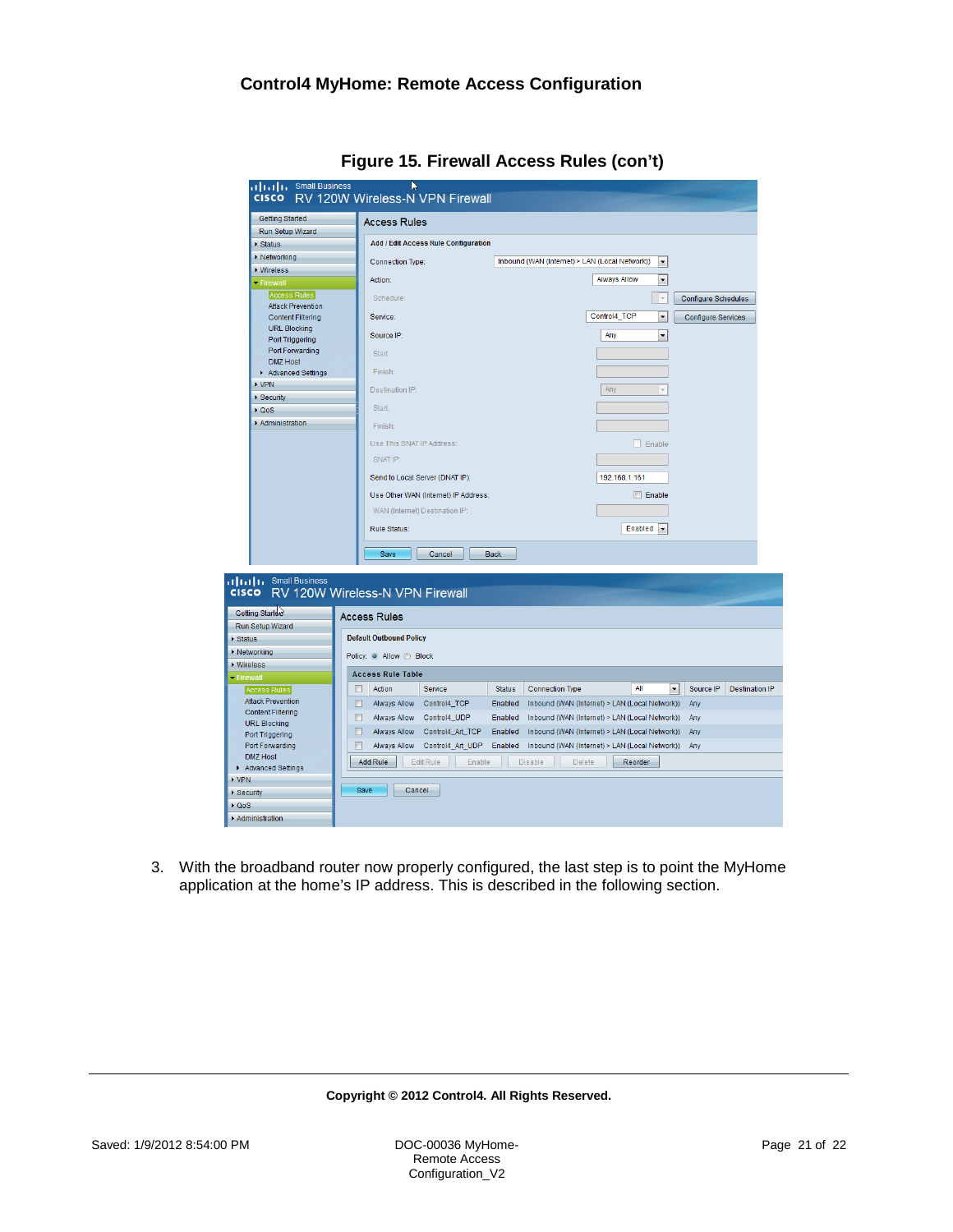# Control4 MyHome: Remote Access Configuration

**Figure 15. Firewall Access Rules (con't)**

3. With the broadband router now properly configured, the last step is to point the MyHome application at the home's IP address. This is described in the following section.

**Copyright © 2012 Control4. All Rights Reserved.**

Saved: 1/9/2012 8:54:00 PM

DOC-00036 MyHome-Remote Access Configuration_V2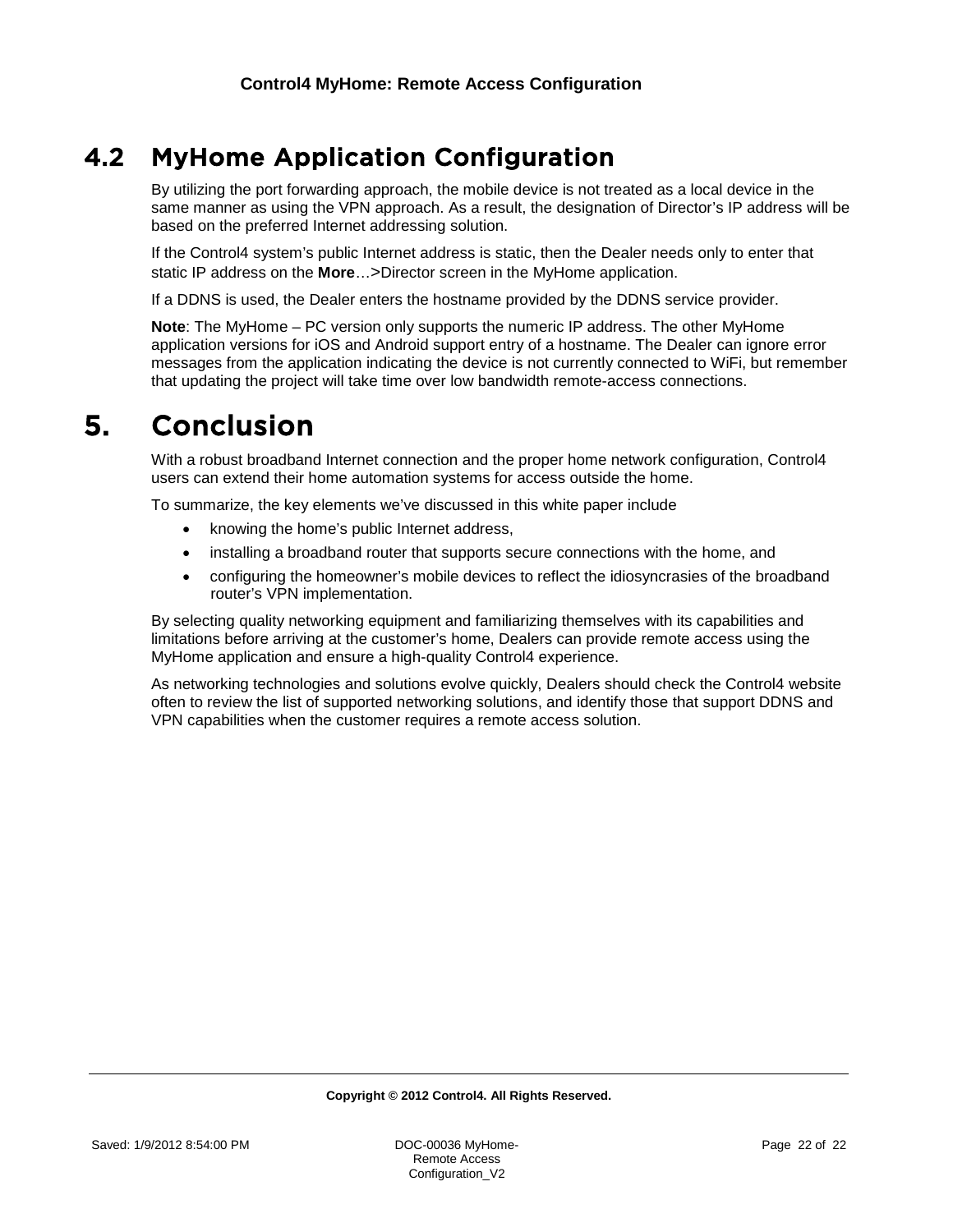## 4.2 MyHome Application Configuration

By utilizing the port forwarding approach, the mobile device is not treated as a local device in the same manner as using the VPN approach. As a result, the designation of Director's IP address will be based on the preferred Internet addressing solution.

If the Control4 system's public Internet address is static, then the Dealer needs only to enter that static IP address on the **More**…>Director screen in the MyHome application.

If a DDNS is used, the Dealer enters the hostname provided by the DDNS service provider.

**Note**: The MyHome – PC version only supports the numeric IP address. The other MyHome application versions for iOS and Android support entry of a hostname. The Dealer can ignore error messages from the application indicating the device is not currently connected to WiFi, but remember that updating the project will take time over low bandwidth remote-access connections.

# 5. Conclusion

With a robust broadband Internet connection and the proper home network configuration, Control4 users can extend their home automation systems for access outside the home.

To summarize, the key elements we've discussed in this white paper include

- knowing the home's public Internet address,
- installing a broadband router that supports secure connections with the home, and
- configuring the homeowner's mobile devices to reflect the idiosyncrasies of the broadband router's VPN implementation.

By selecting quality networking equipment and familiarizing themselves with its capabilities and limitations before arriving at the customer's home, Dealers can provide remote access using the MyHome application and ensure a high-quality Control4 experience.

As networking technologies and solutions evolve quickly, Dealers should check the Control4 website often to review the list of supported networking solutions, and identify those that support DDNS and VPN capabilities when the customer requires a remote access solution.